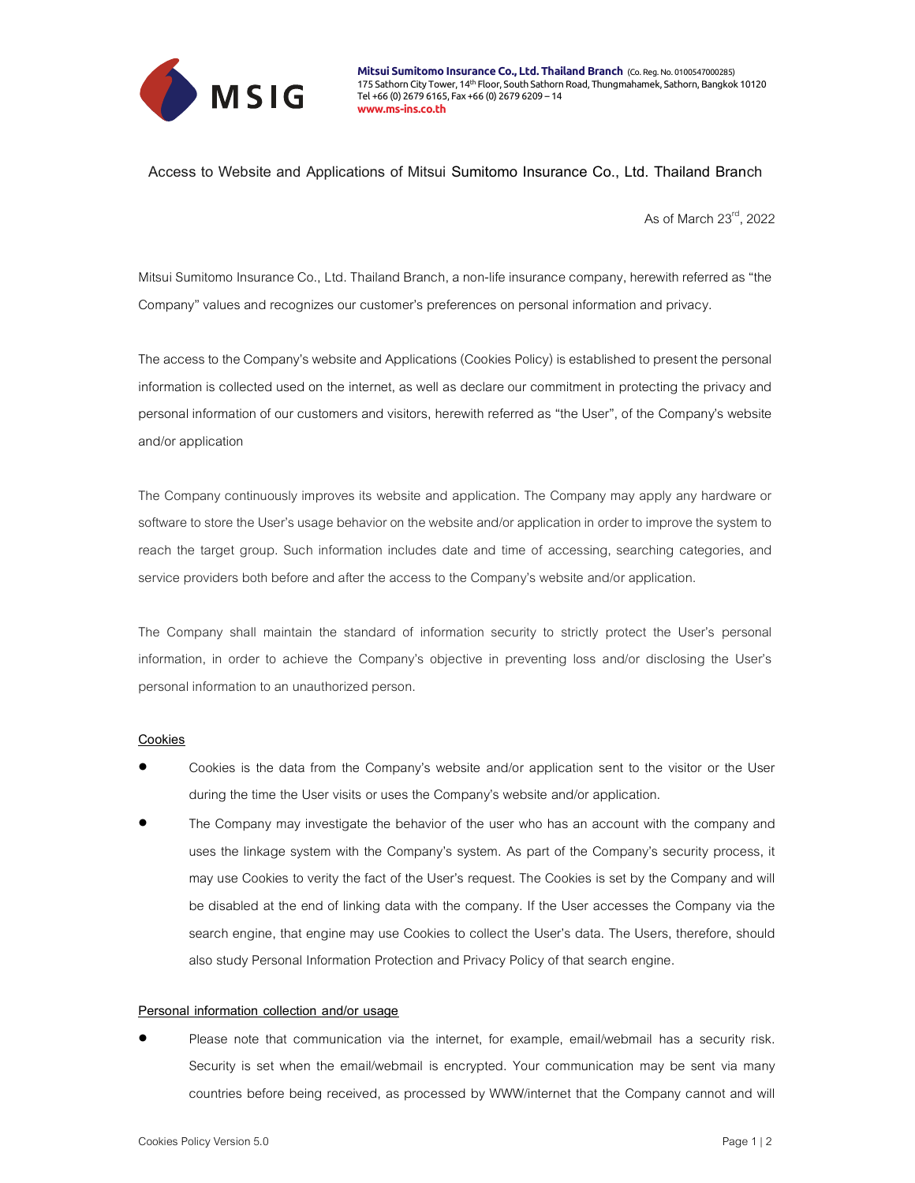Mitsui Sumitomo Insurance Co., Ltd. Thailand Branch (Co. Reg. No. 0100547000285)
175 Sathorn City Tower, 14th Floor, South Sathorn Road, Thungmahamek, Sathorn, Bangkok 10120
Tel +66 (0) 2679 6165, Fax +66 (0) 2679 6209 – 14
www.ms-ins.co.th

# Access to Website and Applications of Mitsui Sumitomo Insurance Co., Ltd. Thailand Branch

As of March 23rd, 2022

Mitsui Sumitomo Insurance Co., Ltd. Thailand Branch, a non-life insurance company, herewith referred as "the Company" values and recognizes our customer's preferences on personal information and privacy.

The access to the Company's website and Applications (Cookies Policy) is established to present the personal information is collected used on the internet, as well as declare our commitment in protecting the privacy and personal information of our customers and visitors, herewith referred as "the User", of the Company's website and/or application

The Company continuously improves its website and application. The Company may apply any hardware or software to store the User's usage behavior on the website and/or application in order to improve the system to reach the target group. Such information includes date and time of accessing, searching categories, and service providers both before and after the access to the Company's website and/or application.

The Company shall maintain the standard of information security to strictly protect the User's personal information, in order to achieve the Company's objective in preventing loss and/or disclosing the User's personal information to an unauthorized person.

**Cookies**

- Cookies is the data from the Company's website and/or application sent to the visitor or the User during the time the User visits or uses the Company's website and/or application.
- The Company may investigate the behavior of the user who has an account with the company and uses the linkage system with the Company's system. As part of the Company's security process, it may use Cookies to verity the fact of the User's request. The Cookies is set by the Company and will be disabled at the end of linking data with the company. If the User accesses the Company via the search engine, that engine may use Cookies to collect the User's data. The Users, therefore, should also study Personal Information Protection and Privacy Policy of that search engine.

**Personal information collection and/or usage**

- Please note that communication via the internet, for example, email/webmail has a security risk. Security is set when the email/webmail is encrypted. Your communication may be sent via many countries before being received, as processed by WWW/internet that the Company cannot and will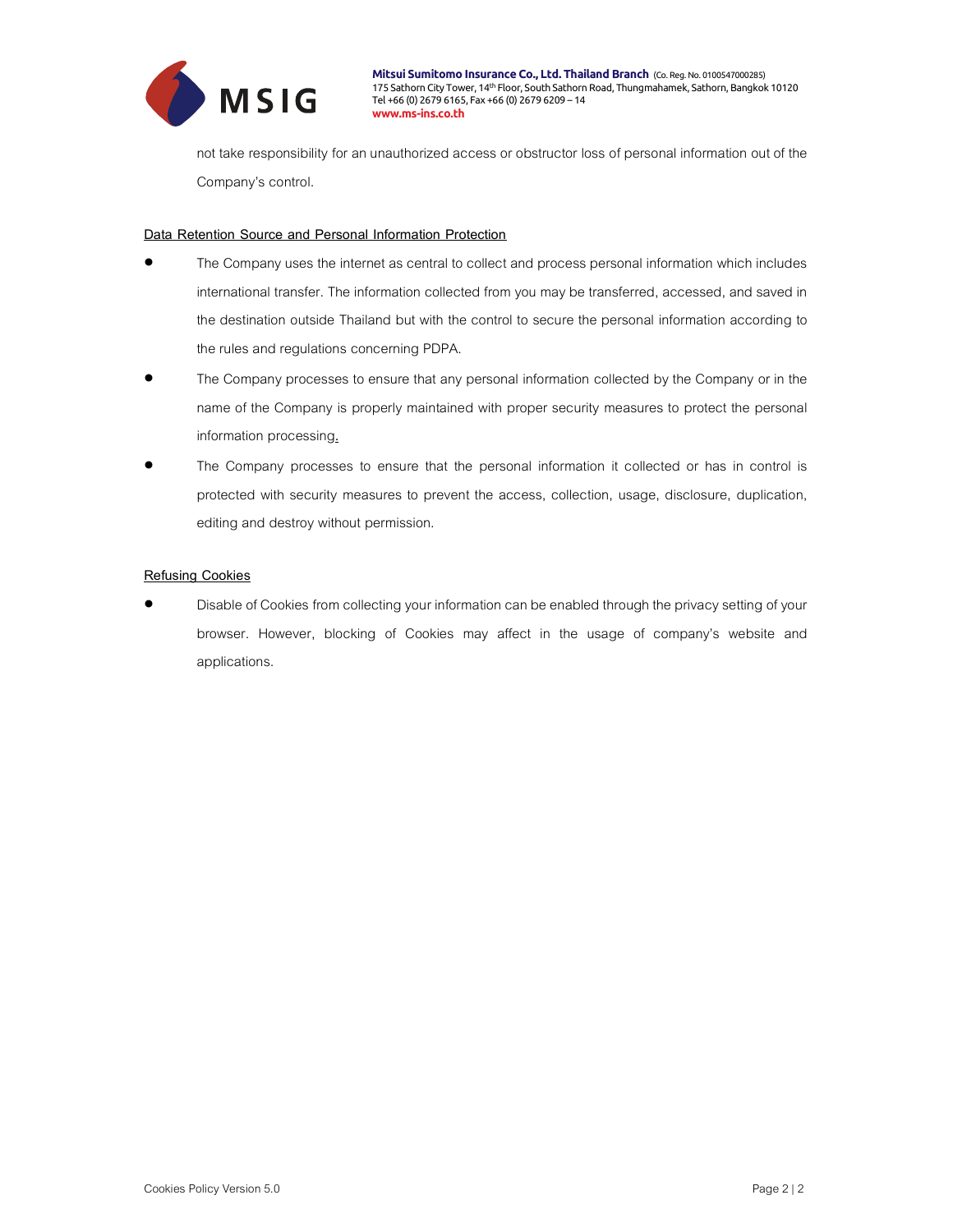not take responsibility for an unauthorized access or obstructor loss of personal information out of the Company's control.

## Data Retention Source and Personal Information Protection

- The Company uses the internet as central to collect and process personal information which includes international transfer. The information collected from you may be transferred, accessed, and saved in the destination outside Thailand but with the control to secure the personal information according to the rules and regulations concerning PDPA.
- The Company processes to ensure that any personal information collected by the Company or in the name of the Company is properly maintained with proper security measures to protect the personal information processing.
- The Company processes to ensure that the personal information it collected or has in control is protected with security measures to prevent the access, collection, usage, disclosure, duplication, editing and destroy without permission.

## Refusing Cookies

- Disable of Cookies from collecting your information can be enabled through the privacy setting of your browser. However, blocking of Cookies may affect in the usage of company's website and applications.